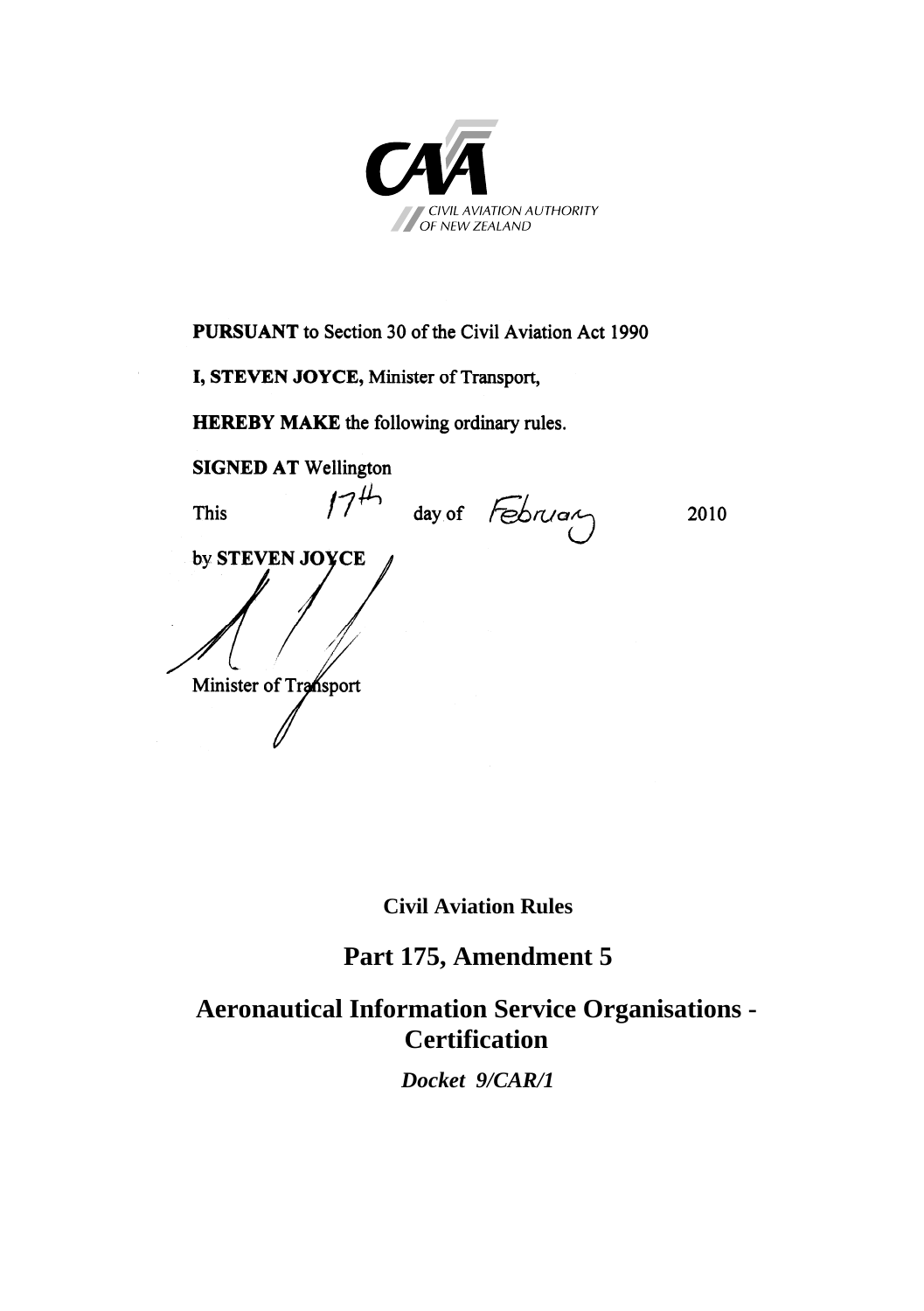CIVIL AVIATION AUTHORITY
OF NEW ZEALAND

**PURSUANT** to Section 30 of the Civil Aviation Act 1990

**I, STEVEN JOYCE,** Minister of Transport,

**HEREBY MAKE** the following ordinary rules.

**SIGNED AT** Wellington

This 17th day of February 2010

by **STEVEN JOYCE**

Minister of Transport

**Civil Aviation Rules**

## Part 175, Amendment 5

# Aeronautical Information Service Organisations - Certification

***Docket 9/CAR/1***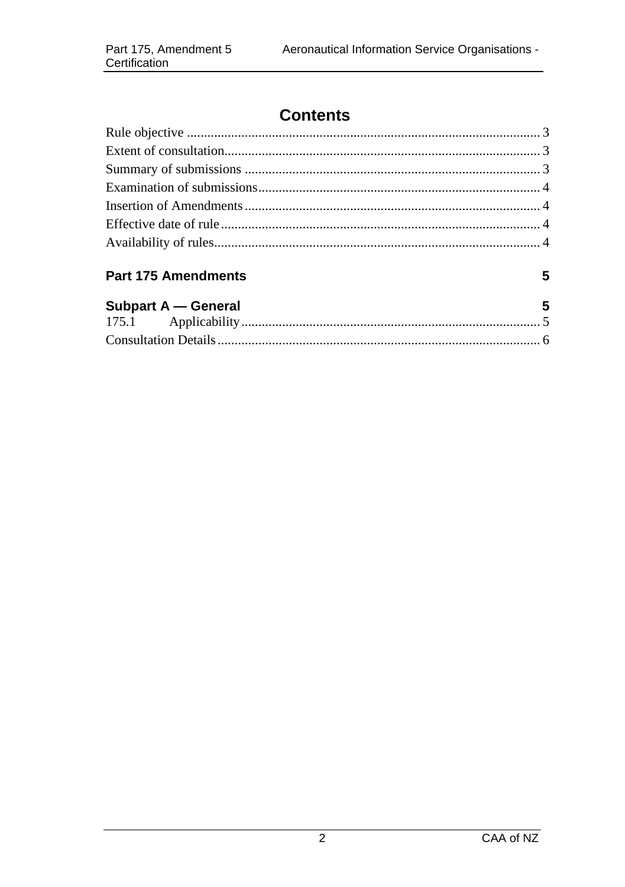# Contents

Rule objective ....................................................................................................... 3
Extent of consultation............................................................................................ 3
Summary of submissions ...................................................................................... 3
Examination of submissions.................................................................................. 4
Insertion of Amendments...................................................................................... 4
Effective date of rule............................................................................................. 4
Availability of rules................................................................................................ 4

**Part 175 Amendments** 5

**Subpart A — General** 5

175.1 Applicability....................................................................................... 5

Consultation Details.............................................................................................. 6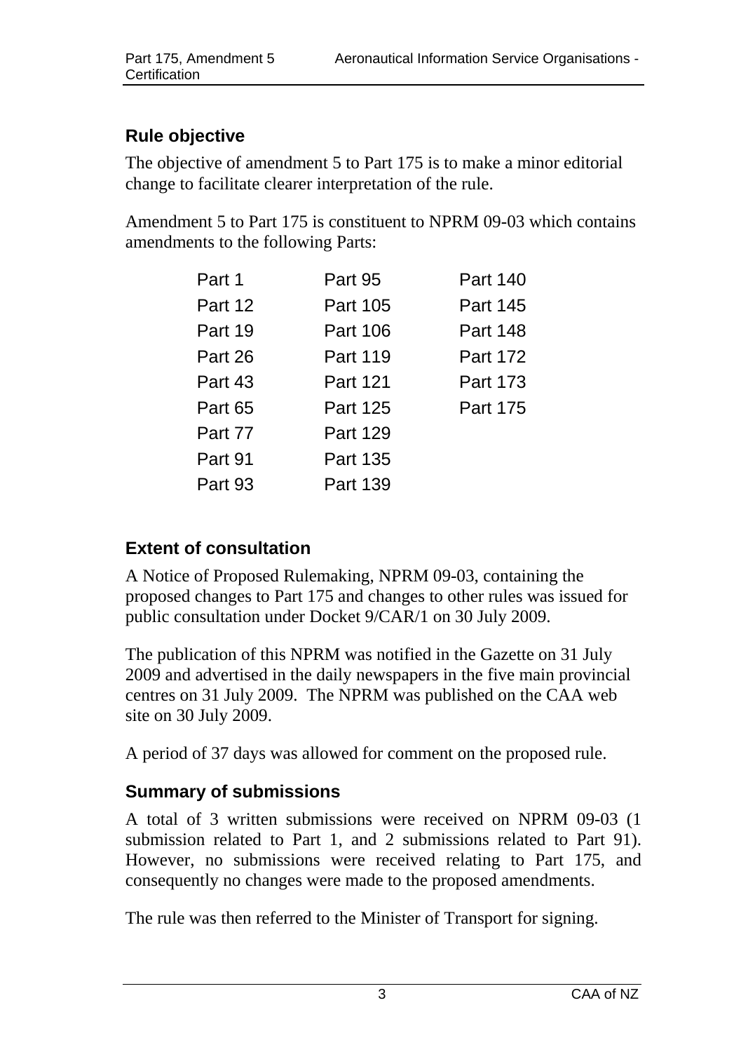## Rule objective

The objective of amendment 5 to Part 175 is to make a minor editorial change to facilitate clearer interpretation of the rule.

Amendment 5 to Part 175 is constituent to NPRM 09-03 which contains amendments to the following Parts:

| | | |
|---|---|---|
| Part 1 | Part 95 | Part 140 |
| Part 12 | Part 105 | Part 145 |
| Part 19 | Part 106 | Part 148 |
| Part 26 | Part 119 | Part 172 |
| Part 43 | Part 121 | Part 173 |
| Part 65 | Part 125 | Part 175 |
| Part 77 | Part 129 | |
| Part 91 | Part 135 | |
| Part 93 | Part 139 | |

## Extent of consultation

A Notice of Proposed Rulemaking, NPRM 09-03, containing the proposed changes to Part 175 and changes to other rules was issued for public consultation under Docket 9/CAR/1 on 30 July 2009.

The publication of this NPRM was notified in the Gazette on 31 July 2009 and advertised in the daily newspapers in the five main provincial centres on 31 July 2009. The NPRM was published on the CAA web site on 30 July 2009.

A period of 37 days was allowed for comment on the proposed rule.

## Summary of submissions

A total of 3 written submissions were received on NPRM 09-03 (1 submission related to Part 1, and 2 submissions related to Part 91). However, no submissions were received relating to Part 175, and consequently no changes were made to the proposed amendments.

The rule was then referred to the Minister of Transport for signing.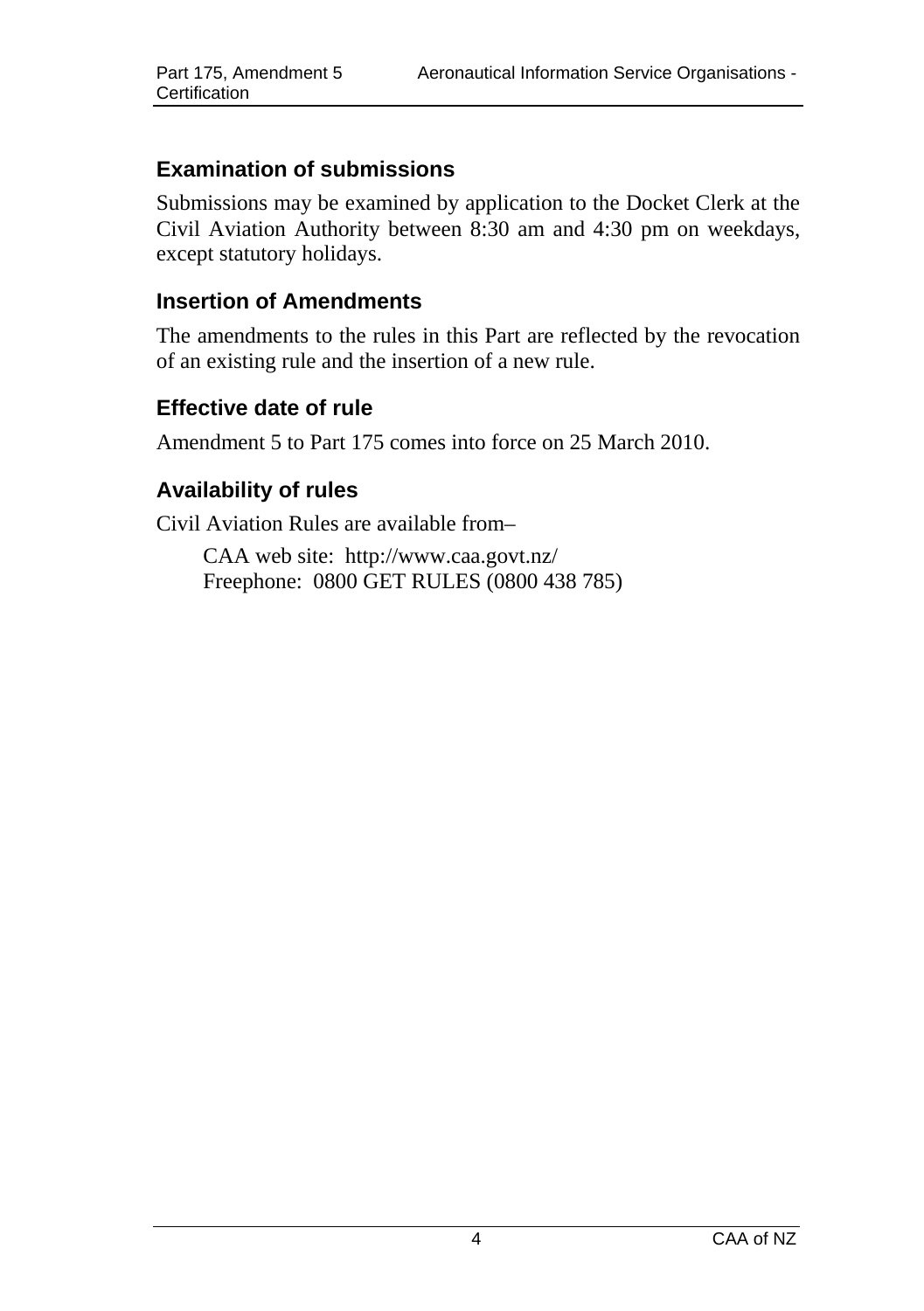## Examination of submissions

Submissions may be examined by application to the Docket Clerk at the Civil Aviation Authority between 8:30 am and 4:30 pm on weekdays, except statutory holidays.

## Insertion of Amendments

The amendments to the rules in this Part are reflected by the revocation of an existing rule and the insertion of a new rule.

## Effective date of rule

Amendment 5 to Part 175 comes into force on 25 March 2010.

## Availability of rules

Civil Aviation Rules are available from–

CAA web site: http://www.caa.govt.nz/
Freephone: 0800 GET RULES (0800 438 785)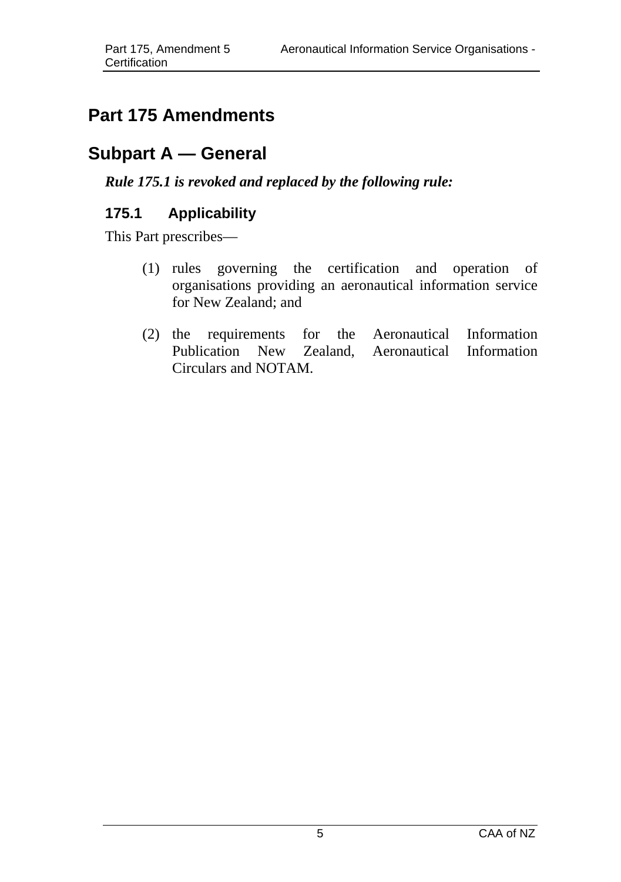# Part 175 Amendments

## Subpart A — General

***Rule 175.1 is revoked and replaced by the following rule:***

### 175.1 Applicability

This Part prescribes—

(1) rules governing the certification and operation of organisations providing an aeronautical information service for New Zealand; and

(2) the requirements for the Aeronautical Information Publication New Zealand, Aeronautical Information Circulars and NOTAM.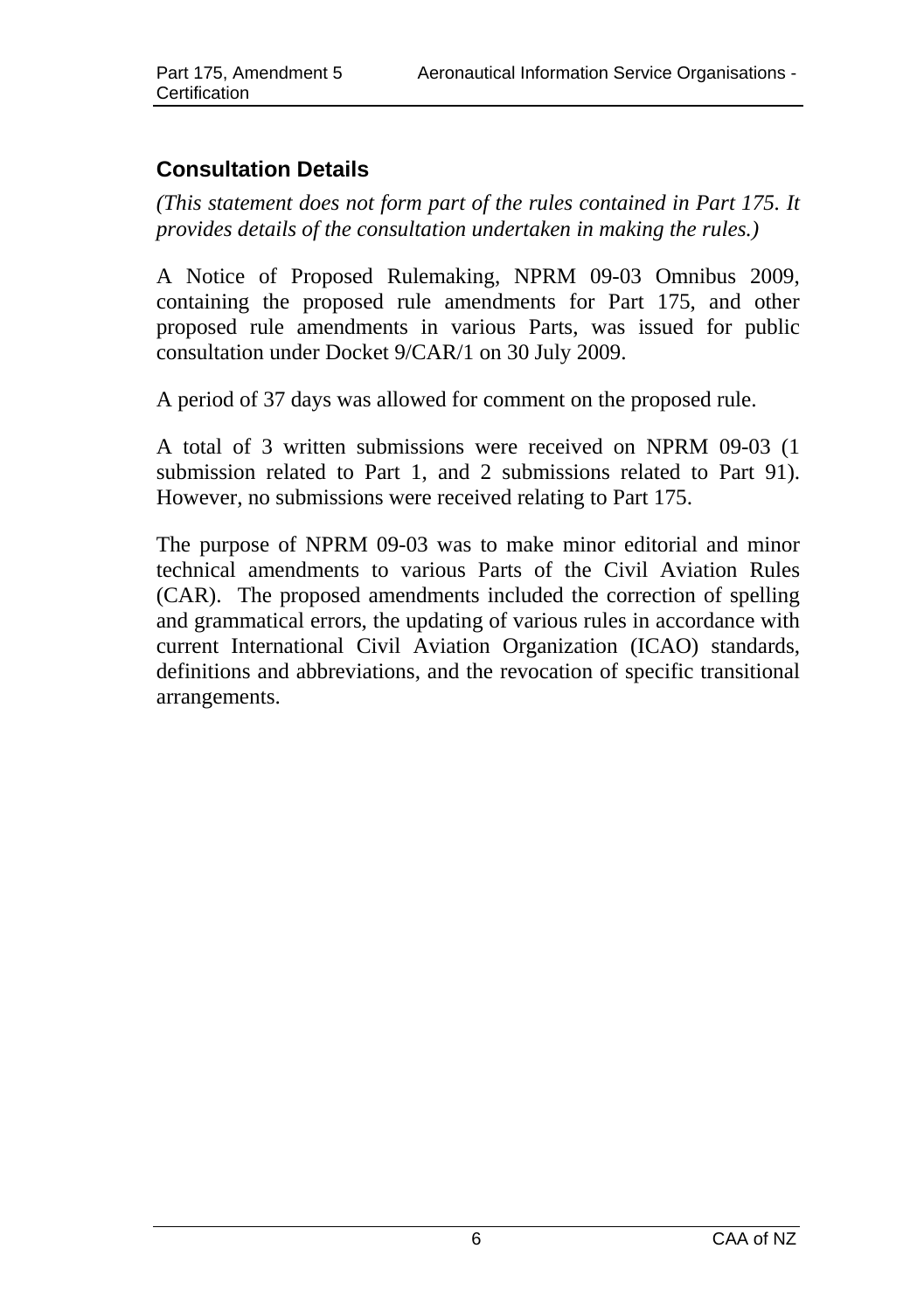## Consultation Details

*(This statement does not form part of the rules contained in Part 175. It provides details of the consultation undertaken in making the rules.)*

A Notice of Proposed Rulemaking, NPRM 09-03 Omnibus 2009, containing the proposed rule amendments for Part 175, and other proposed rule amendments in various Parts, was issued for public consultation under Docket 9/CAR/1 on 30 July 2009.

A period of 37 days was allowed for comment on the proposed rule.

A total of 3 written submissions were received on NPRM 09-03 (1 submission related to Part 1, and 2 submissions related to Part 91). However, no submissions were received relating to Part 175.

The purpose of NPRM 09-03 was to make minor editorial and minor technical amendments to various Parts of the Civil Aviation Rules (CAR). The proposed amendments included the correction of spelling and grammatical errors, the updating of various rules in accordance with current International Civil Aviation Organization (ICAO) standards, definitions and abbreviations, and the revocation of specific transitional arrangements.